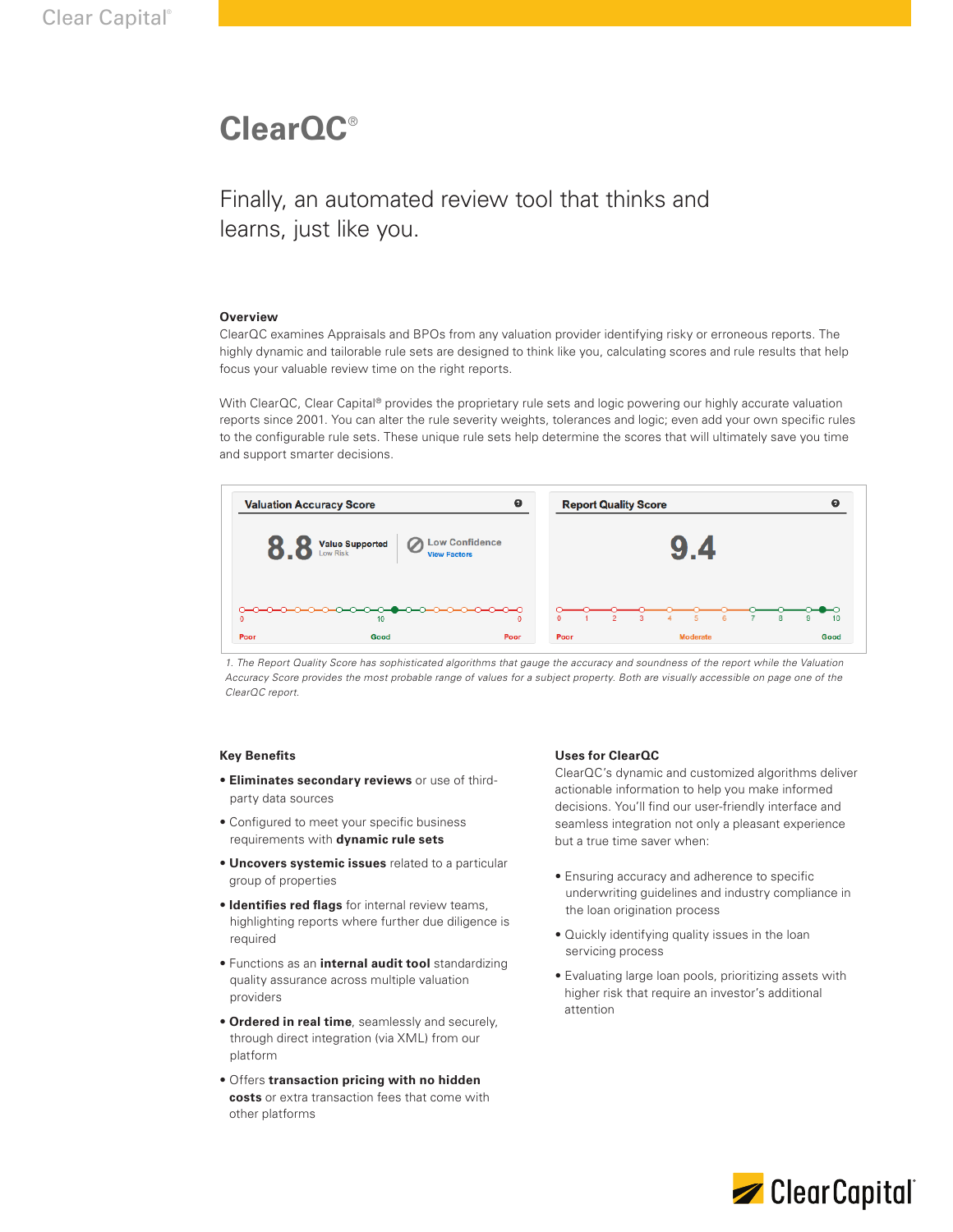# ClearQC®

Finally, an automated review tool that thinks and learns, just like you.

## Overview

ClearQC examines Appraisals and BPOs from any valuation provider identifying risky or erroneous reports. The highly dynamic and tailorable rule sets are designed to think like you, calculating scores and rule results that help focus your valuable review time on the right reports.

With ClearQC, Clear Capital® provides the proprietary rule sets and logic powering our highly accurate valuation reports since 2001. You can alter the rule severity weights, tolerances and logic; even add your own specific rules to the configurable rule sets. These unique rule sets help determine the scores that will ultimately save you time and support smarter decisions.

**Valuation Accuracy Score**

8.8 Value Supported — Low Risk | Low Confidence — View Factors

0 — Poor | 10 — Good | 0 — Poor

**Report Quality Score**

9.4

0 1 2 3 4 5 6 7 8 9 10

Poor | Moderate | Good

*1. The Report Quality Score has sophisticated algorithms that gauge the accuracy and soundness of the report while the Valuation Accuracy Score provides the most probable range of values for a subject property. Both are visually accessible on page one of the ClearQC report.*

## Key Benefits

- **Eliminates secondary reviews** or use of third-party data sources
- Configured to meet your specific business requirements with **dynamic rule sets**
- **Uncovers systemic issues** related to a particular group of properties
- **Identifies red flags** for internal review teams, highlighting reports where further due diligence is required
- Functions as an **internal audit tool** standardizing quality assurance across multiple valuation providers
- **Ordered in real time**, seamlessly and securely, through direct integration (via XML) from our platform
- Offers **transaction pricing with no hidden costs** or extra transaction fees that come with other platforms

## Uses for ClearQC

ClearQC's dynamic and customized algorithms deliver actionable information to help you make informed decisions. You'll find our user-friendly interface and seamless integration not only a pleasant experience but a true time saver when:

- Ensuring accuracy and adherence to specific underwriting guidelines and industry compliance in the loan origination process
- Quickly identifying quality issues in the loan servicing process
- Evaluating large loan pools, prioritizing assets with higher risk that require an investor's additional attention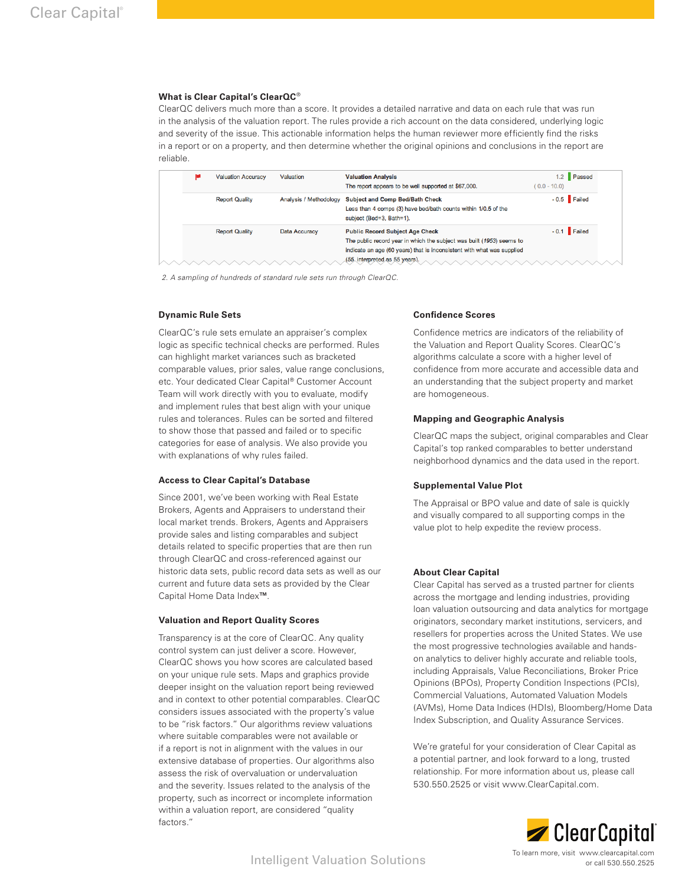### What is Clear Capital's ClearQC®

ClearQC delivers much more than a score. It provides a detailed narrative and data on each rule that was run in the analysis of the valuation report. The rules provide a rich account on the data considered, underlying logic and severity of the issue. This actionable information helps the human reviewer more efficiently find the risks in a report or on a property, and then determine whether the original opinions and conclusions in the report are reliable.

| | | | | | |
|---|---|---|---|---|---|
| | Valuation Accuracy | Valuation | **Valuation Analysis** The report appears to be well supported at $67,000. | 1.2 (0.0 - 10.0) | Passed |
| | Report Quality | Analysis / Methodology | **Subject and Comp Bed/Bath Check** Less than 4 comps (3) have bed/bath counts within 1/0.5 of the subject (Bed=3, Bath=1). | - 0.5 | Failed |
| | Report Quality | Data Accuracy | **Public Record Subject Age Check** The public record year in which the subject was built (1953) seems to indicate an age (60 years) that is inconsistent with what was supplied (55, interpreted as 55 years). | - 0.1 | Failed |

*2. A sampling of hundreds of standard rule sets run through ClearQC.*

#### Dynamic Rule Sets

ClearQC's rule sets emulate an appraiser's complex logic as specific technical checks are performed. Rules can highlight market variances such as bracketed comparable values, prior sales, value range conclusions, etc. Your dedicated Clear Capital® Customer Account Team will work directly with you to evaluate, modify and implement rules that best align with your unique rules and tolerances. Rules can be sorted and filtered to show those that passed and failed or to specific categories for ease of analysis. We also provide you with explanations of why rules failed.

#### Access to Clear Capital's Database

Since 2001, we've been working with Real Estate Brokers, Agents and Appraisers to understand their local market trends. Brokers, Agents and Appraisers provide sales and listing comparables and subject details related to specific properties that are then run through ClearQC and cross-referenced against our historic data sets, public record data sets as well as our current and future data sets as provided by the Clear Capital Home Data Index™.

#### Valuation and Report Quality Scores

Transparency is at the core of ClearQC. Any quality control system can just deliver a score. However, ClearQC shows you how scores are calculated based on your unique rule sets. Maps and graphics provide deeper insight on the valuation report being reviewed and in context to other potential comparables. ClearQC considers issues associated with the property's value to be "risk factors." Our algorithms review valuations where suitable comparables were not available or if a report is not in alignment with the values in our extensive database of properties. Our algorithms also assess the risk of overvaluation or undervaluation and the severity. Issues related to the analysis of the property, such as incorrect or incomplete information within a valuation report, are considered "quality factors."

#### Confidence Scores

Confidence metrics are indicators of the reliability of the Valuation and Report Quality Scores. ClearQC's algorithms calculate a score with a higher level of confidence from more accurate and accessible data and an understanding that the subject property and market are homogeneous.

#### Mapping and Geographic Analysis

ClearQC maps the subject, original comparables and Clear Capital's top ranked comparables to better understand neighborhood dynamics and the data used in the report.

#### Supplemental Value Plot

The Appraisal or BPO value and date of sale is quickly and visually compared to all supporting comps in the value plot to help expedite the review process.

#### About Clear Capital

Clear Capital has served as a trusted partner for clients across the mortgage and lending industries, providing loan valuation outsourcing and data analytics for mortgage originators, secondary market institutions, servicers, and resellers for properties across the United States. We use the most progressive technologies available and hands-on analytics to deliver highly accurate and reliable tools, including Appraisals, Value Reconciliations, Broker Price Opinions (BPOs), Property Condition Inspections (PCIs), Commercial Valuations, Automated Valuation Models (AVMs), Home Data Indices (HDIs), Bloomberg/Home Data Index Subscription, and Quality Assurance Services.

We're grateful for your consideration of Clear Capital as a potential partner, and look forward to a long, trusted relationship. For more information about us, please call 530.550.2525 or visit www.ClearCapital.com.

ClearCapital®

To learn more, visit www.clearcapital.com or call 530.550.2525

Intelligent Valuation Solutions